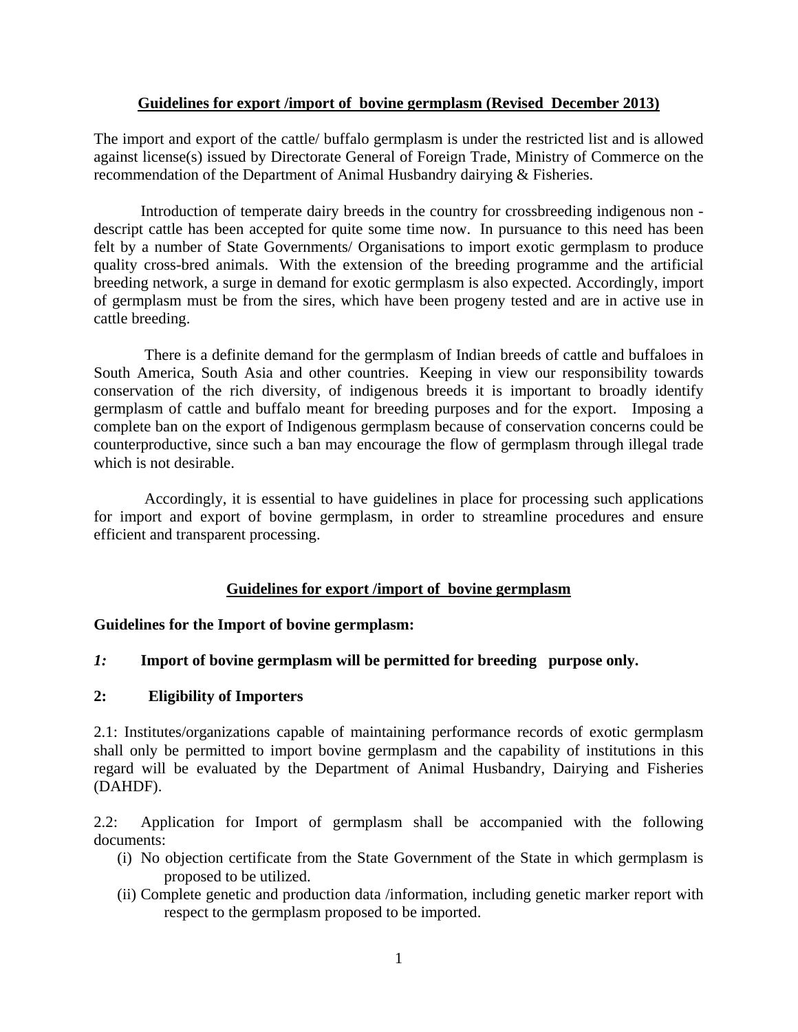## Guidelines for export /import of bovine germplasm (Revised December 2013)

The import and export of the cattle/ buffalo germplasm is under the restricted list and is allowed against license(s) issued by Directorate General of Foreign Trade, Ministry of Commerce on the recommendation of the Department of Animal Husbandry dairying & Fisheries.

Introduction of temperate dairy breeds in the country for crossbreeding indigenous non - descript cattle has been accepted for quite some time now. In pursuance to this need has been felt by a number of State Governments/ Organisations to import exotic germplasm to produce quality cross-bred animals. With the extension of the breeding programme and the artificial breeding network, a surge in demand for exotic germplasm is also expected. Accordingly, import of germplasm must be from the sires, which have been progeny tested and are in active use in cattle breeding.

There is a definite demand for the germplasm of Indian breeds of cattle and buffaloes in South America, South Asia and other countries. Keeping in view our responsibility towards conservation of the rich diversity, of indigenous breeds it is important to broadly identify germplasm of cattle and buffalo meant for breeding purposes and for the export. Imposing a complete ban on the export of Indigenous germplasm because of conservation concerns could be counterproductive, since such a ban may encourage the flow of germplasm through illegal trade which is not desirable.

Accordingly, it is essential to have guidelines in place for processing such applications for import and export of bovine germplasm, in order to streamline procedures and ensure efficient and transparent processing.

## Guidelines for export /import of bovine germplasm

### Guidelines for the Import of bovine germplasm:

***1:*** **Import of bovine germplasm will be permitted for breeding purpose only.**

**2: Eligibility of Importers**

2.1: Institutes/organizations capable of maintaining performance records of exotic germplasm shall only be permitted to import bovine germplasm and the capability of institutions in this regard will be evaluated by the Department of Animal Husbandry, Dairying and Fisheries (DAHDF).

2.2: Application for Import of germplasm shall be accompanied with the following documents:

(i) No objection certificate from the State Government of the State in which germplasm is proposed to be utilized.
(ii) Complete genetic and production data /information, including genetic marker report with respect to the germplasm proposed to be imported.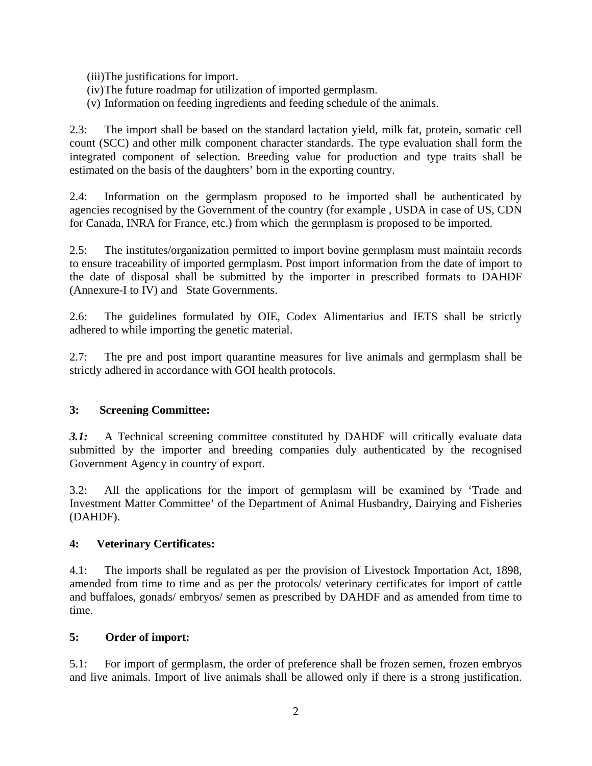(iii) The justifications for import.
(iv) The future roadmap for utilization of imported germplasm.
(v) Information on feeding ingredients and feeding schedule of the animals.

2.3: The import shall be based on the standard lactation yield, milk fat, protein, somatic cell count (SCC) and other milk component character standards. The type evaluation shall form the integrated component of selection. Breeding value for production and type traits shall be estimated on the basis of the daughters' born in the exporting country.

2.4: Information on the germplasm proposed to be imported shall be authenticated by agencies recognised by the Government of the country (for example , USDA in case of US, CDN for Canada, INRA for France, etc.) from which the germplasm is proposed to be imported.

2.5: The institutes/organization permitted to import bovine germplasm must maintain records to ensure traceability of imported germplasm. Post import information from the date of import to the date of disposal shall be submitted by the importer in prescribed formats to DAHDF (Annexure-I to IV) and State Governments.

2.6: The guidelines formulated by OIE, Codex Alimentarius and IETS shall be strictly adhered to while importing the genetic material.

2.7: The pre and post import quarantine measures for live animals and germplasm shall be strictly adhered in accordance with GOI health protocols.

**3: Screening Committee:**

***3.1:*** A Technical screening committee constituted by DAHDF will critically evaluate data submitted by the importer and breeding companies duly authenticated by the recognised Government Agency in country of export.

3.2: All the applications for the import of germplasm will be examined by 'Trade and Investment Matter Committee' of the Department of Animal Husbandry, Dairying and Fisheries (DAHDF).

**4: Veterinary Certificates:**

4.1: The imports shall be regulated as per the provision of Livestock Importation Act, 1898, amended from time to time and as per the protocols/ veterinary certificates for import of cattle and buffaloes, gonads/ embryos/ semen as prescribed by DAHDF and as amended from time to time.

**5: Order of import:**

5.1: For import of germplasm, the order of preference shall be frozen semen, frozen embryos and live animals. Import of live animals shall be allowed only if there is a strong justification.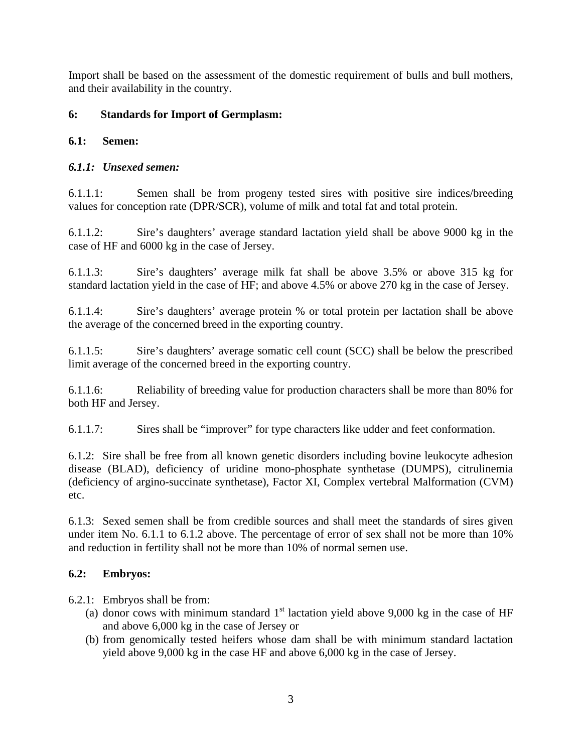Import shall be based on the assessment of the domestic requirement of bulls and bull mothers, and their availability in the country.

## 6: Standards for Import of Germplasm:

### 6.1: Semen:

#### *6.1.1: Unsexed semen:*

6.1.1.1: Semen shall be from progeny tested sires with positive sire indices/breeding values for conception rate (DPR/SCR), volume of milk and total fat and total protein.

6.1.1.2: Sire's daughters' average standard lactation yield shall be above 9000 kg in the case of HF and 6000 kg in the case of Jersey.

6.1.1.3: Sire's daughters' average milk fat shall be above 3.5% or above 315 kg for standard lactation yield in the case of HF; and above 4.5% or above 270 kg in the case of Jersey.

6.1.1.4: Sire's daughters' average protein % or total protein per lactation shall be above the average of the concerned breed in the exporting country.

6.1.1.5: Sire's daughters' average somatic cell count (SCC) shall be below the prescribed limit average of the concerned breed in the exporting country.

6.1.1.6: Reliability of breeding value for production characters shall be more than 80% for both HF and Jersey.

6.1.1.7: Sires shall be "improver" for type characters like udder and feet conformation.

6.1.2: Sire shall be free from all known genetic disorders including bovine leukocyte adhesion disease (BLAD), deficiency of uridine mono-phosphate synthetase (DUMPS), citrulinemia (deficiency of argino-succinate synthetase), Factor XI, Complex vertebral Malformation (CVM) etc.

6.1.3: Sexed semen shall be from credible sources and shall meet the standards of sires given under item No. 6.1.1 to 6.1.2 above. The percentage of error of sex shall not be more than 10% and reduction in fertility shall not be more than 10% of normal semen use.

### 6.2: Embryos:

6.2.1: Embryos shall be from:

(a) donor cows with minimum standard 1st lactation yield above 9,000 kg in the case of HF and above 6,000 kg in the case of Jersey or

(b) from genomically tested heifers whose dam shall be with minimum standard lactation yield above 9,000 kg in the case HF and above 6,000 kg in the case of Jersey.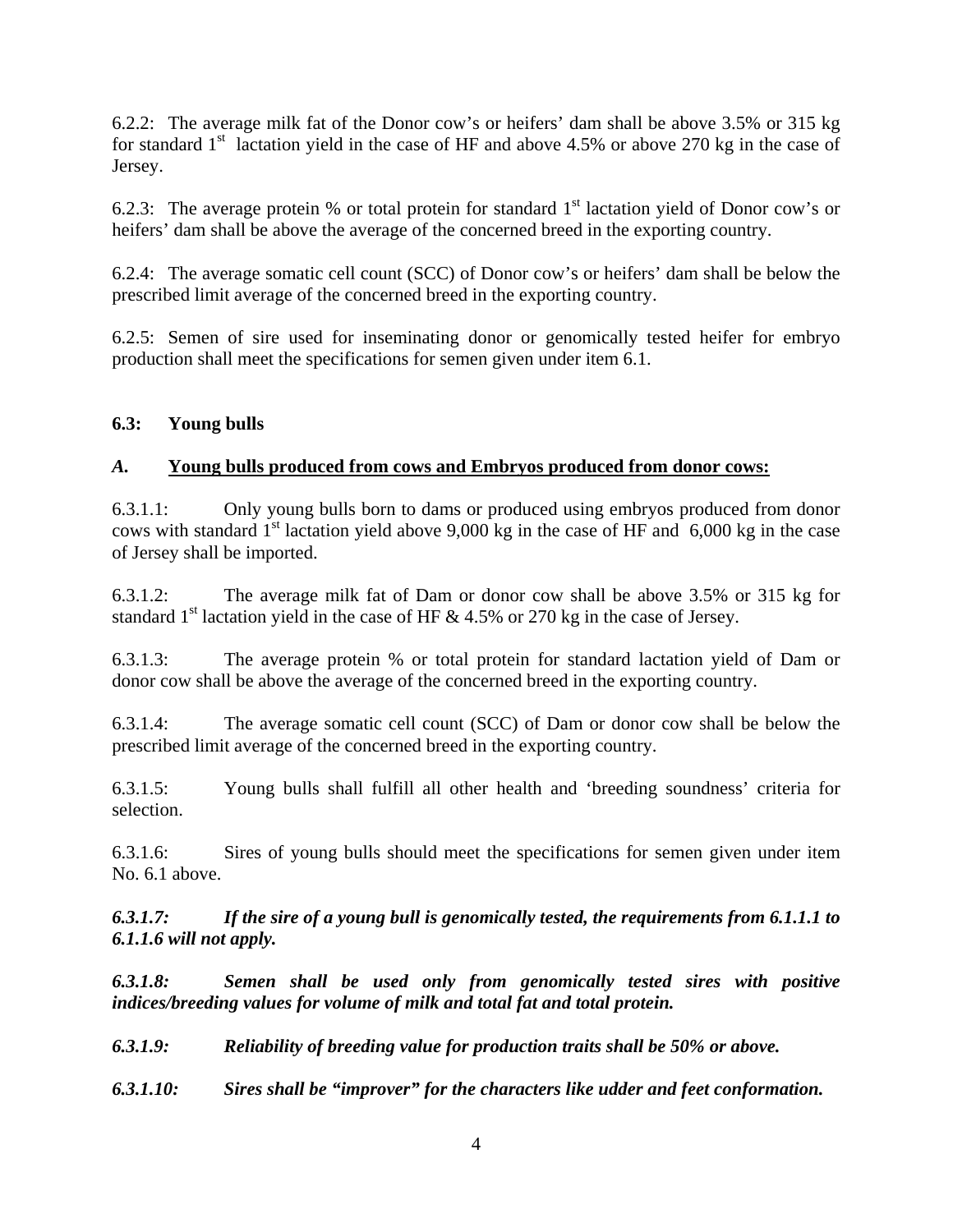6.2.2: The average milk fat of the Donor cow's or heifers' dam shall be above 3.5% or 315 kg for standard 1st lactation yield in the case of HF and above 4.5% or above 270 kg in the case of Jersey.

6.2.3: The average protein % or total protein for standard 1st lactation yield of Donor cow's or heifers' dam shall be above the average of the concerned breed in the exporting country.

6.2.4: The average somatic cell count (SCC) of Donor cow's or heifers' dam shall be below the prescribed limit average of the concerned breed in the exporting country.

6.2.5: Semen of sire used for inseminating donor or genomically tested heifer for embryo production shall meet the specifications for semen given under item 6.1.

### 6.3: Young bulls

#### *A.* <u>Young bulls produced from cows and Embryos produced from donor cows:</u>

6.3.1.1: Only young bulls born to dams or produced using embryos produced from donor cows with standard 1st lactation yield above 9,000 kg in the case of HF and 6,000 kg in the case of Jersey shall be imported.

6.3.1.2: The average milk fat of Dam or donor cow shall be above 3.5% or 315 kg for standard 1st lactation yield in the case of HF & 4.5% or 270 kg in the case of Jersey.

6.3.1.3: The average protein % or total protein for standard lactation yield of Dam or donor cow shall be above the average of the concerned breed in the exporting country.

6.3.1.4: The average somatic cell count (SCC) of Dam or donor cow shall be below the prescribed limit average of the concerned breed in the exporting country.

6.3.1.5: Young bulls shall fulfill all other health and 'breeding soundness' criteria for selection.

6.3.1.6: Sires of young bulls should meet the specifications for semen given under item No. 6.1 above.

***6.3.1.7: If the sire of a young bull is genomically tested, the requirements from 6.1.1.1 to 6.1.1.6 will not apply.***

***6.3.1.8: Semen shall be used only from genomically tested sires with positive indices/breeding values for volume of milk and total fat and total protein.***

***6.3.1.9: Reliability of breeding value for production traits shall be 50% or above.***

***6.3.1.10: Sires shall be "improver" for the characters like udder and feet conformation.***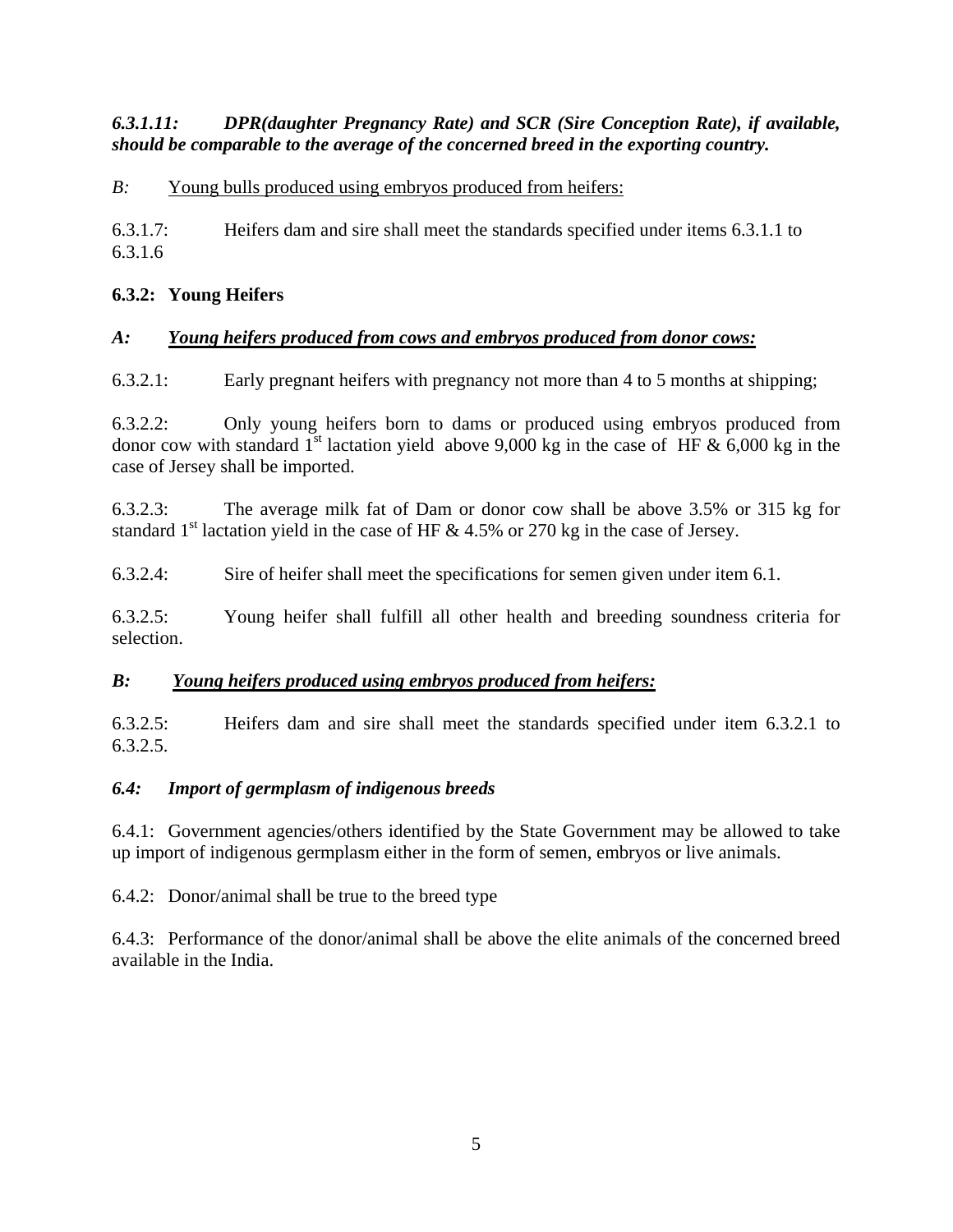***6.3.1.11: DPR(daughter Pregnancy Rate) and SCR (Sire Conception Rate), if available, should be comparable to the average of the concerned breed in the exporting country.***

*B:* Young bulls produced using embryos produced from heifers:

6.3.1.7: Heifers dam and sire shall meet the standards specified under items 6.3.1.1 to 6.3.1.6

**6.3.2: Young Heifers**

***A: Young heifers produced from cows and embryos produced from donor cows:***

6.3.2.1: Early pregnant heifers with pregnancy not more than 4 to 5 months at shipping;

6.3.2.2: Only young heifers born to dams or produced using embryos produced from donor cow with standard 1st lactation yield above 9,000 kg in the case of HF & 6,000 kg in the case of Jersey shall be imported.

6.3.2.3: The average milk fat of Dam or donor cow shall be above 3.5% or 315 kg for standard 1st lactation yield in the case of HF & 4.5% or 270 kg in the case of Jersey.

6.3.2.4: Sire of heifer shall meet the specifications for semen given under item 6.1.

6.3.2.5: Young heifer shall fulfill all other health and breeding soundness criteria for selection.

***B: Young heifers produced using embryos produced from heifers:***

6.3.2.5: Heifers dam and sire shall meet the standards specified under item 6.3.2.1 to 6.3.2.5.

***6.4: Import of germplasm of indigenous breeds***

6.4.1: Government agencies/others identified by the State Government may be allowed to take up import of indigenous germplasm either in the form of semen, embryos or live animals.

6.4.2: Donor/animal shall be true to the breed type

6.4.3: Performance of the donor/animal shall be above the elite animals of the concerned breed available in the India.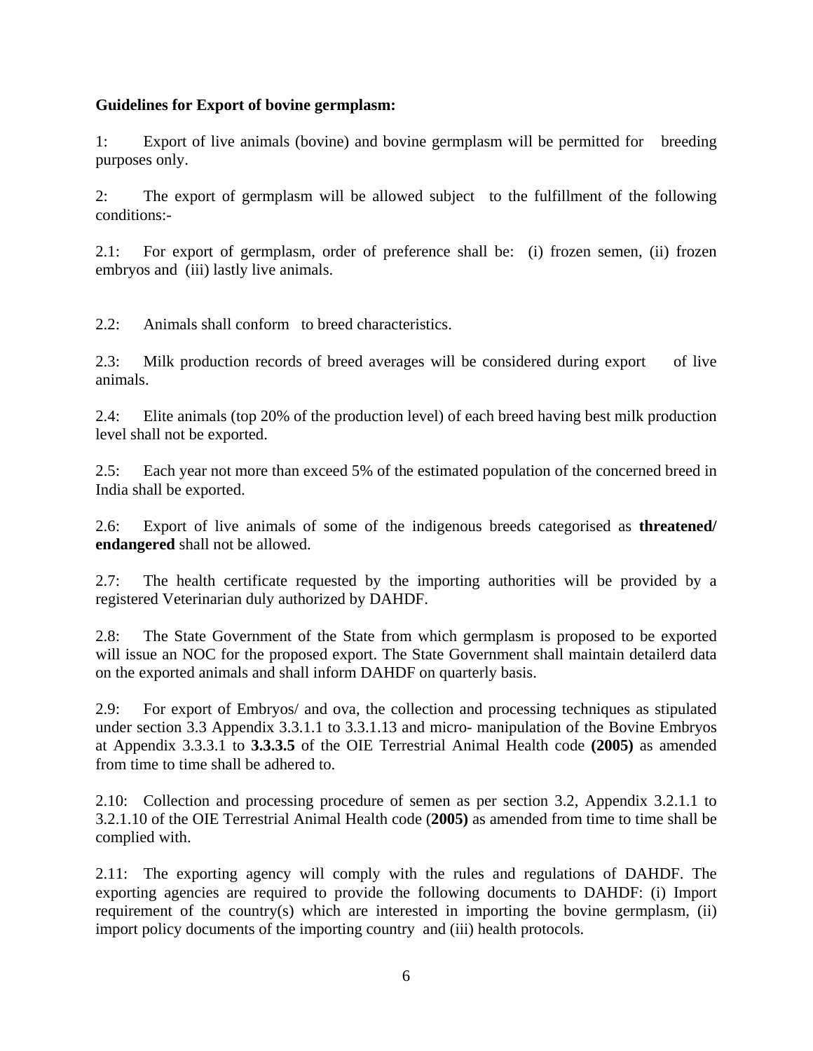**Guidelines for Export of bovine germplasm:**

1: Export of live animals (bovine) and bovine germplasm will be permitted for breeding purposes only.

2: The export of germplasm will be allowed subject to the fulfillment of the following conditions:-

2.1: For export of germplasm, order of preference shall be: (i) frozen semen, (ii) frozen embryos and (iii) lastly live animals.

2.2: Animals shall conform to breed characteristics.

2.3: Milk production records of breed averages will be considered during export of live animals.

2.4: Elite animals (top 20% of the production level) of each breed having best milk production level shall not be exported.

2.5: Each year not more than exceed 5% of the estimated population of the concerned breed in India shall be exported.

2.6: Export of live animals of some of the indigenous breeds categorised as **threatened/ endangered** shall not be allowed.

2.7: The health certificate requested by the importing authorities will be provided by a registered Veterinarian duly authorized by DAHDF.

2.8: The State Government of the State from which germplasm is proposed to be exported will issue an NOC for the proposed export. The State Government shall maintain detailerd data on the exported animals and shall inform DAHDF on quarterly basis.

2.9: For export of Embryos/ and ova, the collection and processing techniques as stipulated under section 3.3 Appendix 3.3.1.1 to 3.3.1.13 and micro- manipulation of the Bovine Embryos at Appendix 3.3.3.1 to **3.3.3.5** of the OIE Terrestrial Animal Health code **(2005)** as amended from time to time shall be adhered to.

2.10: Collection and processing procedure of semen as per section 3.2, Appendix 3.2.1.1 to 3.2.1.10 of the OIE Terrestrial Animal Health code (**2005)** as amended from time to time shall be complied with.

2.11: The exporting agency will comply with the rules and regulations of DAHDF. The exporting agencies are required to provide the following documents to DAHDF: (i) Import requirement of the country(s) which are interested in importing the bovine germplasm, (ii) import policy documents of the importing country and (iii) health protocols.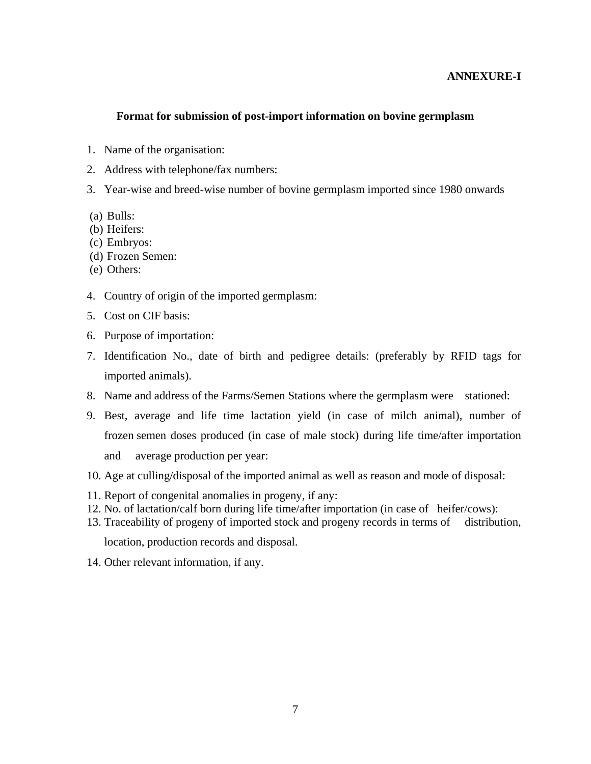**ANNEXURE-I**

## Format for submission of post-import information on bovine germplasm

1. Name of the organisation:
2. Address with telephone/fax numbers:
3. Year-wise and breed-wise number of bovine germplasm imported since 1980 onwards

   (a) Bulls:
   (b) Heifers:
   (c) Embryos:
   (d) Frozen Semen:
   (e) Others:

4. Country of origin of the imported germplasm:
5. Cost on CIF basis:
6. Purpose of importation:
7. Identification No., date of birth and pedigree details: (preferably by RFID tags for imported animals).
8. Name and address of the Farms/Semen Stations where the germplasm were stationed:
9. Best, average and life time lactation yield (in case of milch animal), number of frozen semen doses produced (in case of male stock) during life time/after importation and average production per year:
10. Age at culling/disposal of the imported animal as well as reason and mode of disposal:
11. Report of congenital anomalies in progeny, if any:
12. No. of lactation/calf born during life time/after importation (in case of heifer/cows):
13. Traceability of progeny of imported stock and progeny records in terms of distribution, location, production records and disposal.
14. Other relevant information, if any.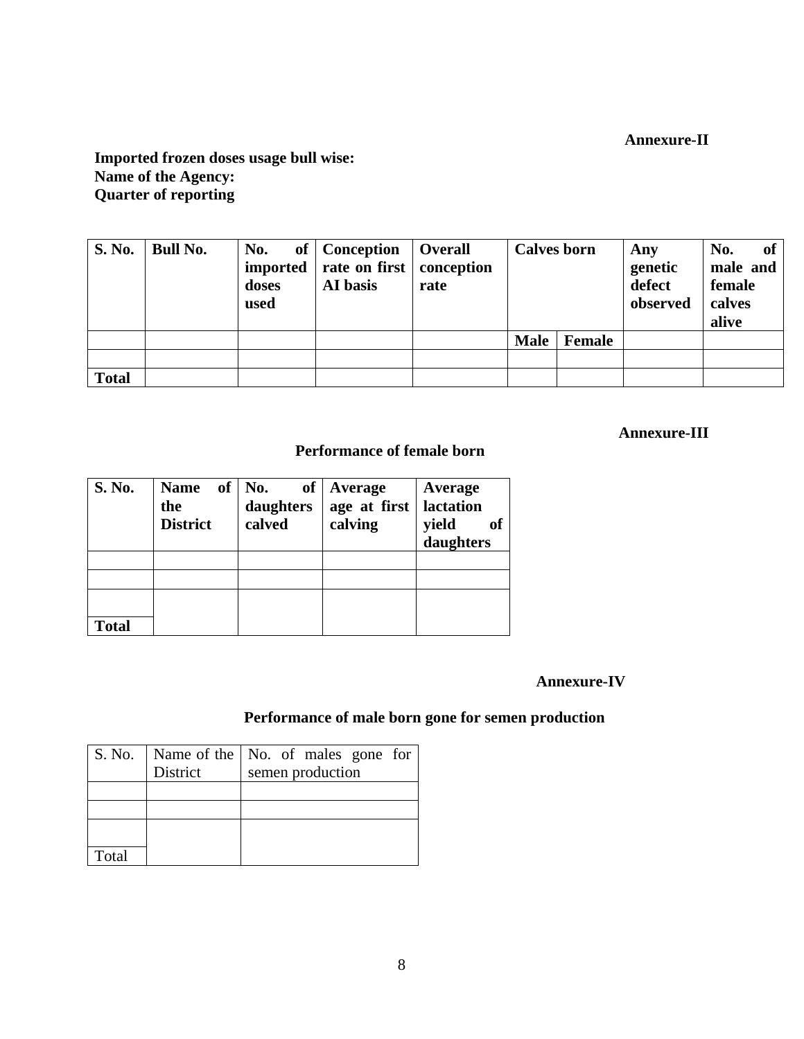**Annexure-II**

**Imported frozen doses usage bull wise:**
**Name of the Agency:**
**Quarter of reporting**

| S. No. | Bull No. | No. of imported doses used | Conception rate on first AI basis | Overall conception rate | Calves born | | Any genetic defect observed | No. of male and female calves alive |
|---|---|---|---|---|---|---|---|---|
| | | | | | Male | Female | | |
| | | | | | | | | |
| Total | | | | | | | | |

**Annexure-III**

**Performance of female born**

| S. No. | Name of the District | No. of daughters calved | Average age at first calving | Average lactation yield of daughters |
|---|---|---|---|---|
| | | | | |
| | | | | |
| | | | | |
| Total | | | | |

**Annexure-IV**

**Performance of male born gone for semen production**

| S. No. | Name of the District | No. of males gone for semen production |
|---|---|---|
| | | |
| | | |
| | | |
| Total | | |